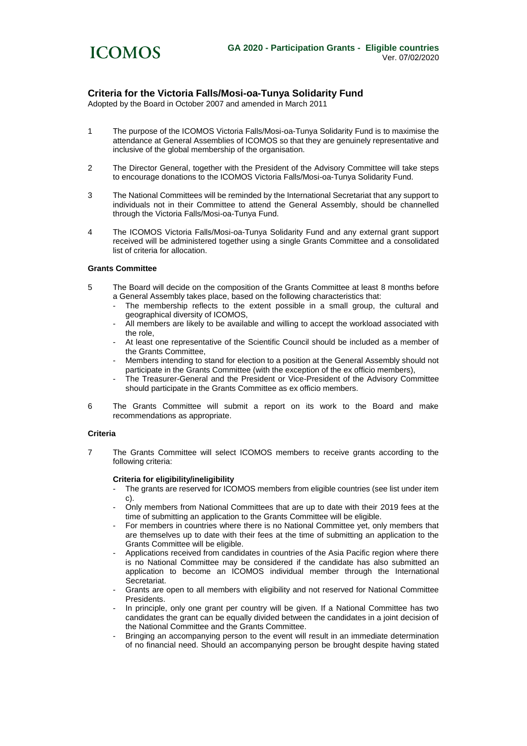# Criteria for the Victoria Falls/Mosi-oa-Tunya Solidarity Fund

Adopted by the Board in October 2007 and amended in March 2011

1. The purpose of the ICOMOS Victoria Falls/Mosi-oa-Tunya Solidarity Fund is to maximise the attendance at General Assemblies of ICOMOS so that they are genuinely representative and inclusive of the global membership of the organisation.

2. The Director General, together with the President of the Advisory Committee will take steps to encourage donations to the ICOMOS Victoria Falls/Mosi-oa-Tunya Solidarity Fund.

3. The National Committees will be reminded by the International Secretariat that any support to individuals not in their Committee to attend the General Assembly, should be channelled through the Victoria Falls/Mosi-oa-Tunya Fund.

4. The ICOMOS Victoria Falls/Mosi-oa-Tunya Solidarity Fund and any external grant support received will be administered together using a single Grants Committee and a consolidated list of criteria for allocation.

**Grants Committee**

5. The Board will decide on the composition of the Grants Committee at least 8 months before a General Assembly takes place, based on the following characteristics that:
   - The membership reflects to the extent possible in a small group, the cultural and geographical diversity of ICOMOS,
   - All members are likely to be available and willing to accept the workload associated with the role,
   - At least one representative of the Scientific Council should be included as a member of the Grants Committee,
   - Members intending to stand for election to a position at the General Assembly should not participate in the Grants Committee (with the exception of the ex officio members),
   - The Treasurer-General and the President or Vice-President of the Advisory Committee should participate in the Grants Committee as ex officio members.

6. The Grants Committee will submit a report on its work to the Board and make recommendations as appropriate.

**Criteria**

7. The Grants Committee will select ICOMOS members to receive grants according to the following criteria:

   **Criteria for eligibility/ineligibility**
   - The grants are reserved for ICOMOS members from eligible countries (see list under item c).
   - Only members from National Committees that are up to date with their 2019 fees at the time of submitting an application to the Grants Committee will be eligible.
   - For members in countries where there is no National Committee yet, only members that are themselves up to date with their fees at the time of submitting an application to the Grants Committee will be eligible.
   - Applications received from candidates in countries of the Asia Pacific region where there is no National Committee may be considered if the candidate has also submitted an application to become an ICOMOS individual member through the International Secretariat.
   - Grants are open to all members with eligibility and not reserved for National Committee Presidents.
   - In principle, only one grant per country will be given. If a National Committee has two candidates the grant can be equally divided between the candidates in a joint decision of the National Committee and the Grants Committee.
   - Bringing an accompanying person to the event will result in an immediate determination of no financial need. Should an accompanying person be brought despite having stated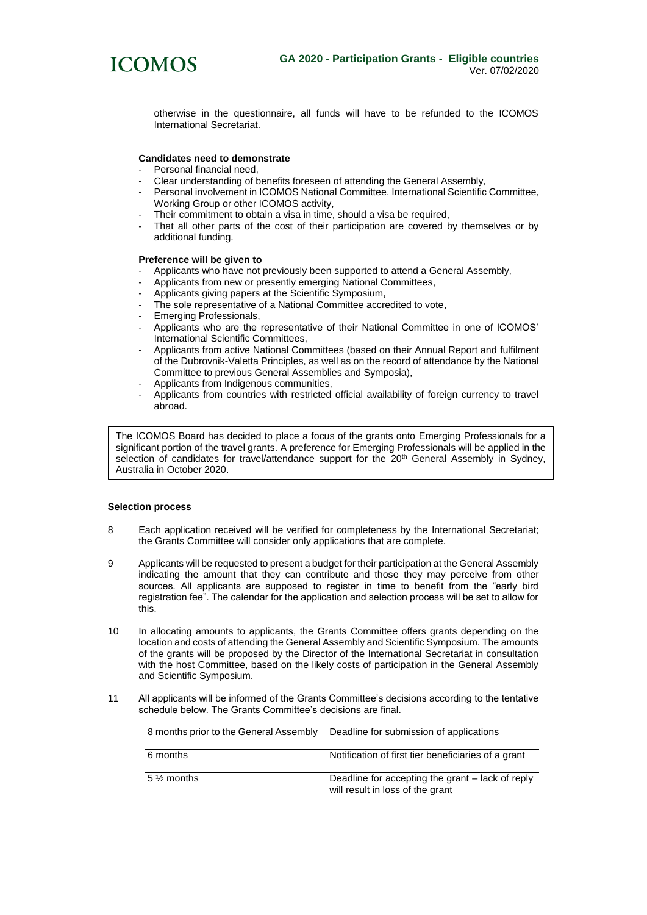otherwise in the questionnaire, all funds will have to be refunded to the ICOMOS International Secretariat.

**Candidates need to demonstrate**

- Personal financial need,
- Clear understanding of benefits foreseen of attending the General Assembly,
- Personal involvement in ICOMOS National Committee, International Scientific Committee, Working Group or other ICOMOS activity,
- Their commitment to obtain a visa in time, should a visa be required,
- That all other parts of the cost of their participation are covered by themselves or by additional funding.

**Preference will be given to**

- Applicants who have not previously been supported to attend a General Assembly,
- Applicants from new or presently emerging National Committees,
- Applicants giving papers at the Scientific Symposium,
- The sole representative of a National Committee accredited to vote,
- Emerging Professionals,
- Applicants who are the representative of their National Committee in one of ICOMOS' International Scientific Committees,
- Applicants from active National Committees (based on their Annual Report and fulfilment of the Dubrovnik-Valetta Principles, as well as on the record of attendance by the National Committee to previous General Assemblies and Symposia),
- Applicants from Indigenous communities,
- Applicants from countries with restricted official availability of foreign currency to travel abroad.

The ICOMOS Board has decided to place a focus of the grants onto Emerging Professionals for a significant portion of the travel grants. A preference for Emerging Professionals will be applied in the selection of candidates for travel/attendance support for the 20th General Assembly in Sydney, Australia in October 2020.

**Selection process**

8 Each application received will be verified for completeness by the International Secretariat; the Grants Committee will consider only applications that are complete.

9 Applicants will be requested to present a budget for their participation at the General Assembly indicating the amount that they can contribute and those they may perceive from other sources. All applicants are supposed to register in time to benefit from the "early bird registration fee". The calendar for the application and selection process will be set to allow for this.

10 In allocating amounts to applicants, the Grants Committee offers grants depending on the location and costs of attending the General Assembly and Scientific Symposium. The amounts of the grants will be proposed by the Director of the International Secretariat in consultation with the host Committee, based on the likely costs of participation in the General Assembly and Scientific Symposium.

11 All applicants will be informed of the Grants Committee's decisions according to the tentative schedule below. The Grants Committee's decisions are final.

| 8 months prior to the General Assembly | Deadline for submission of applications |
|---|---|
| 6 months | Notification of first tier beneficiaries of a grant |
| 5 ½ months | Deadline for accepting the grant – lack of reply will result in loss of the grant |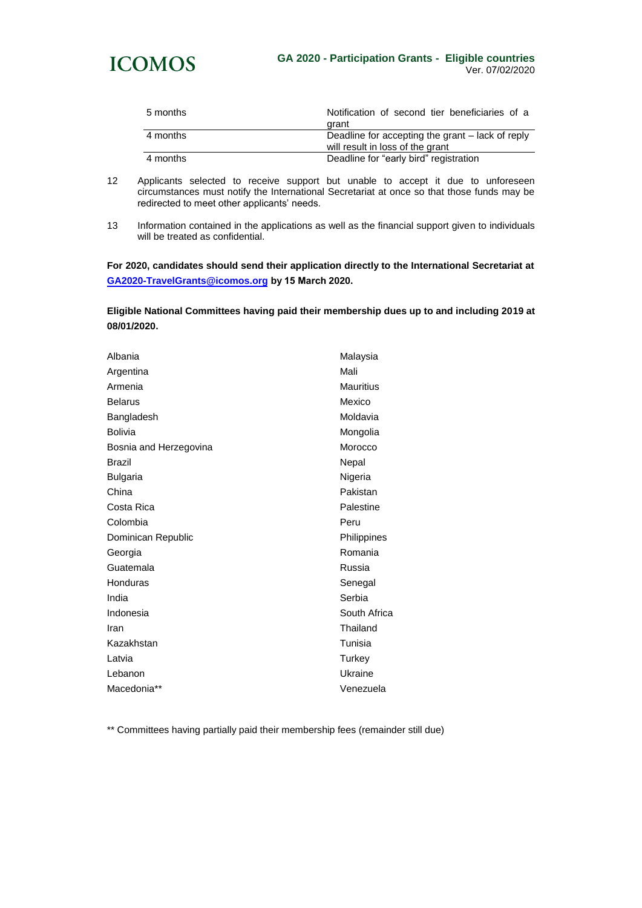| | |
|---|---|
| 5 months | Notification of second tier beneficiaries of a grant |
| 4 months | Deadline for accepting the grant – lack of reply will result in loss of the grant |
| 4 months | Deadline for "early bird" registration |

12 Applicants selected to receive support but unable to accept it due to unforeseen circumstances must notify the International Secretariat at once so that those funds may be redirected to meet other applicants' needs.

13 Information contained in the applications as well as the financial support given to individuals will be treated as confidential.

**For 2020, candidates should send their application directly to the International Secretariat at [GA2020-TravelGrants@icomos.org](mailto:GA2020-TravelGrants@icomos.org) by 15 March 2020.**

**Eligible National Committees having paid their membership dues up to and including 2019 at 08/01/2020.**

| | |
|---|---|
| Albania | Malaysia |
| Argentina | Mali |
| Armenia | Mauritius |
| Belarus | Mexico |
| Bangladesh | Moldavia |
| Bolivia | Mongolia |
| Bosnia and Herzegovina | Morocco |
| Brazil | Nepal |
| Bulgaria | Nigeria |
| China | Pakistan |
| Costa Rica | Palestine |
| Colombia | Peru |
| Dominican Republic | Philippines |
| Georgia | Romania |
| Guatemala | Russia |
| Honduras | Senegal |
| India | Serbia |
| Indonesia | South Africa |
| Iran | Thailand |
| Kazakhstan | Tunisia |
| Latvia | Turkey |
| Lebanon | Ukraine |
| Macedonia** | Venezuela |

** Committees having partially paid their membership fees (remainder still due)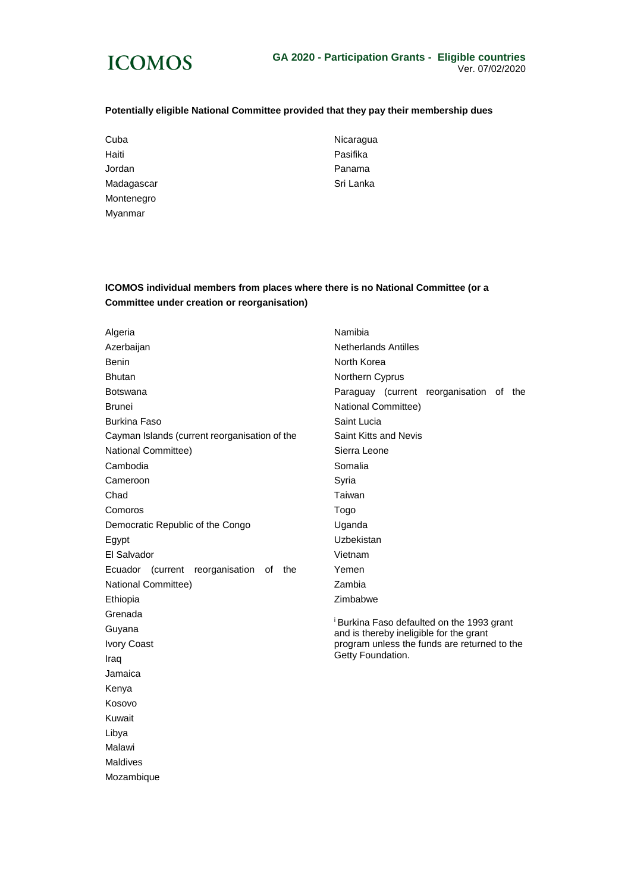## Potentially eligible National Committee provided that they pay their membership dues

- Cuba
- Haiti
- Jordan
- Madagascar
- Montenegro
- Myanmar
- Nicaragua
- Pasifika
- Panama
- Sri Lanka

## ICOMOS individual members from places where there is no National Committee (or a Committee under creation or reorganisation)

- Algeria
- Azerbaijan
- Benin
- Bhutan
- Botswana
- Brunei
- Burkina Faso
- Cayman Islands (current reorganisation of the National Committee)
- Cambodia
- Cameroon
- Chad
- Comoros
- Democratic Republic of the Congo
- Egypt
- El Salvador
- Ecuador (current reorganisation of the National Committee)
- Ethiopia
- Grenada
- Guyana
- Ivory Coast
- Iraq
- Jamaica
- Kenya
- Kosovo
- Kuwait
- Libya
- Malawi
- Maldives
- Mozambique
- Namibia
- Netherlands Antilles
- North Korea
- Northern Cyprus
- Paraguay (current reorganisation of the National Committee)
- Saint Lucia
- Saint Kitts and Nevis
- Sierra Leone
- Somalia
- Syria
- Taiwan
- Togo
- Uganda
- Uzbekistan
- Vietnam
- Yemen
- Zambia
- Zimbabwe

[i] Burkina Faso defaulted on the 1993 grant and is thereby ineligible for the grant program unless the funds are returned to the Getty Foundation.